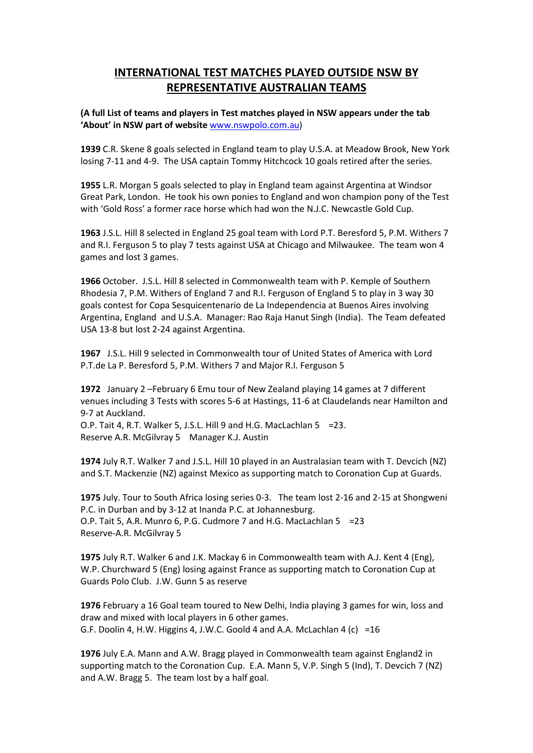# INTERNATIONAL TEST MATCHES PLAYED OUTSIDE NSW BY REPRESENTATIVE AUSTRALIAN TEAMS

**(A full List of teams and players in Test matches played in NSW appears under the tab 'About' in NSW part of website** www.nswpolo.com.au)

**1939** C.R. Skene 8 goals selected in England team to play U.S.A. at Meadow Brook, New York losing 7-11 and 4-9. The USA captain Tommy Hitchcock 10 goals retired after the series.

**1955** L.R. Morgan 5 goals selected to play in England team against Argentina at Windsor Great Park, London. He took his own ponies to England and won champion pony of the Test with 'Gold Ross' a former race horse which had won the N.J.C. Newcastle Gold Cup.

**1963** J.S.L. Hill 8 selected in England 25 goal team with Lord P.T. Beresford 5, P.M. Withers 7 and R.I. Ferguson 5 to play 7 tests against USA at Chicago and Milwaukee. The team won 4 games and lost 3 games.

**1966** October. J.S.L. Hill 8 selected in Commonwealth team with P. Kemple of Southern Rhodesia 7, P.M. Withers of England 7 and R.I. Ferguson of England 5 to play in 3 way 30 goals contest for Copa Sesquicentenario de La Independencia at Buenos Aires involving Argentina, England and U.S.A. Manager: Rao Raja Hanut Singh (India). The Team defeated USA 13-8 but lost 2-24 against Argentina.

**1967** J.S.L. Hill 9 selected in Commonwealth tour of United States of America with Lord P.T.de La P. Beresford 5, P.M. Withers 7 and Major R.I. Ferguson 5

**1972** January 2 –February 6 Emu tour of New Zealand playing 14 games at 7 different venues including 3 Tests with scores 5-6 at Hastings, 11-6 at Claudelands near Hamilton and 9-7 at Auckland.
O.P. Tait 4, R.T. Walker 5, J.S.L. Hill 9 and H.G. MacLachlan 5 =23.
Reserve A.R. McGilvray 5 Manager K.J. Austin

**1974** July R.T. Walker 7 and J.S.L. Hill 10 played in an Australasian team with T. Devcich (NZ) and S.T. Mackenzie (NZ) against Mexico as supporting match to Coronation Cup at Guards.

**1975** July. Tour to South Africa losing series 0-3. The team lost 2-16 and 2-15 at Shongweni P.C. in Durban and by 3-12 at Inanda P.C. at Johannesburg.
O.P. Tait 5, A.R. Munro 6, P.G. Cudmore 7 and H.G. MacLachlan 5 =23
Reserve-A.R. McGilvray 5

**1975** July R.T. Walker 6 and J.K. Mackay 6 in Commonwealth team with A.J. Kent 4 (Eng), W.P. Churchward 5 (Eng) losing against France as supporting match to Coronation Cup at Guards Polo Club. J.W. Gunn 5 as reserve

**1976** February a 16 Goal team toured to New Delhi, India playing 3 games for win, loss and draw and mixed with local players in 6 other games.
G.F. Doolin 4, H.W. Higgins 4, J.W.C. Goold 4 and A.A. McLachlan 4 (c) =16

**1976** July E.A. Mann and A.W. Bragg played in Commonwealth team against England2 in supporting match to the Coronation Cup. E.A. Mann 5, V.P. Singh 5 (Ind), T. Devcich 7 (NZ) and A.W. Bragg 5. The team lost by a half goal.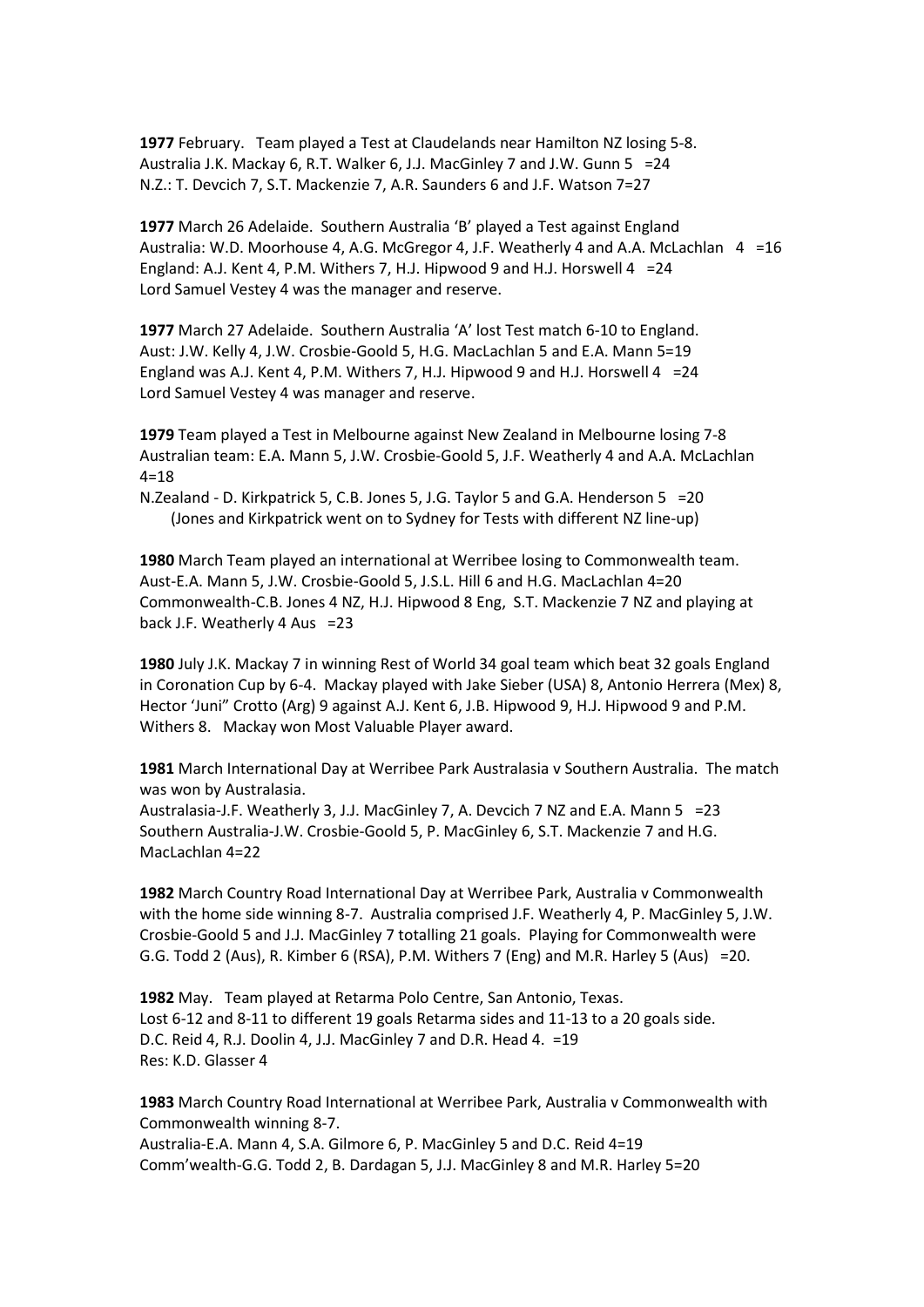**1977** February. Team played a Test at Claudelands near Hamilton NZ losing 5-8.
Australia J.K. Mackay 6, R.T. Walker 6, J.J. MacGinley 7 and J.W. Gunn 5 =24
N.Z.: T. Devcich 7, S.T. Mackenzie 7, A.R. Saunders 6 and J.F. Watson 7=27

**1977** March 26 Adelaide. Southern Australia 'B' played a Test against England
Australia: W.D. Moorhouse 4, A.G. McGregor 4, J.F. Weatherly 4 and A.A. McLachlan 4 =16
England: A.J. Kent 4, P.M. Withers 7, H.J. Hipwood 9 and H.J. Horswell 4 =24
Lord Samuel Vestey 4 was the manager and reserve.

**1977** March 27 Adelaide. Southern Australia 'A' lost Test match 6-10 to England.
Aust: J.W. Kelly 4, J.W. Crosbie-Goold 5, H.G. MacLachlan 5 and E.A. Mann 5=19
England was A.J. Kent 4, P.M. Withers 7, H.J. Hipwood 9 and H.J. Horswell 4 =24
Lord Samuel Vestey 4 was manager and reserve.

**1979** Team played a Test in Melbourne against New Zealand in Melbourne losing 7-8
Australian team: E.A. Mann 5, J.W. Crosbie-Goold 5, J.F. Weatherly 4 and A.A. McLachlan 4=18
N.Zealand - D. Kirkpatrick 5, C.B. Jones 5, J.G. Taylor 5 and G.A. Henderson 5 =20
(Jones and Kirkpatrick went on to Sydney for Tests with different NZ line-up)

**1980** March Team played an international at Werribee losing to Commonwealth team.
Aust-E.A. Mann 5, J.W. Crosbie-Goold 5, J.S.L. Hill 6 and H.G. MacLachlan 4=20
Commonwealth-C.B. Jones 4 NZ, H.J. Hipwood 8 Eng, S.T. Mackenzie 7 NZ and playing at back J.F. Weatherly 4 Aus =23

**1980** July J.K. Mackay 7 in winning Rest of World 34 goal team which beat 32 goals England in Coronation Cup by 6-4. Mackay played with Jake Sieber (USA) 8, Antonio Herrera (Mex) 8, Hector 'Juni" Crotto (Arg) 9 against A.J. Kent 6, J.B. Hipwood 9, H.J. Hipwood 9 and P.M. Withers 8. Mackay won Most Valuable Player award.

**1981** March International Day at Werribee Park Australasia v Southern Australia. The match was won by Australasia.
Australasia-J.F. Weatherly 3, J.J. MacGinley 7, A. Devcich 7 NZ and E.A. Mann 5 =23
Southern Australia-J.W. Crosbie-Goold 5, P. MacGinley 6, S.T. Mackenzie 7 and H.G. MacLachlan 4=22

**1982** March Country Road International Day at Werribee Park, Australia v Commonwealth with the home side winning 8-7. Australia comprised J.F. Weatherly 4, P. MacGinley 5, J.W. Crosbie-Goold 5 and J.J. MacGinley 7 totalling 21 goals. Playing for Commonwealth were G.G. Todd 2 (Aus), R. Kimber 6 (RSA), P.M. Withers 7 (Eng) and M.R. Harley 5 (Aus) =20.

**1982** May. Team played at Retarma Polo Centre, San Antonio, Texas.
Lost 6-12 and 8-11 to different 19 goals Retarma sides and 11-13 to a 20 goals side.
D.C. Reid 4, R.J. Doolin 4, J.J. MacGinley 7 and D.R. Head 4. =19
Res: K.D. Glasser 4

**1983** March Country Road International at Werribee Park, Australia v Commonwealth with Commonwealth winning 8-7.
Australia-E.A. Mann 4, S.A. Gilmore 6, P. MacGinley 5 and D.C. Reid 4=19
Comm'wealth-G.G. Todd 2, B. Dardagan 5, J.J. MacGinley 8 and M.R. Harley 5=20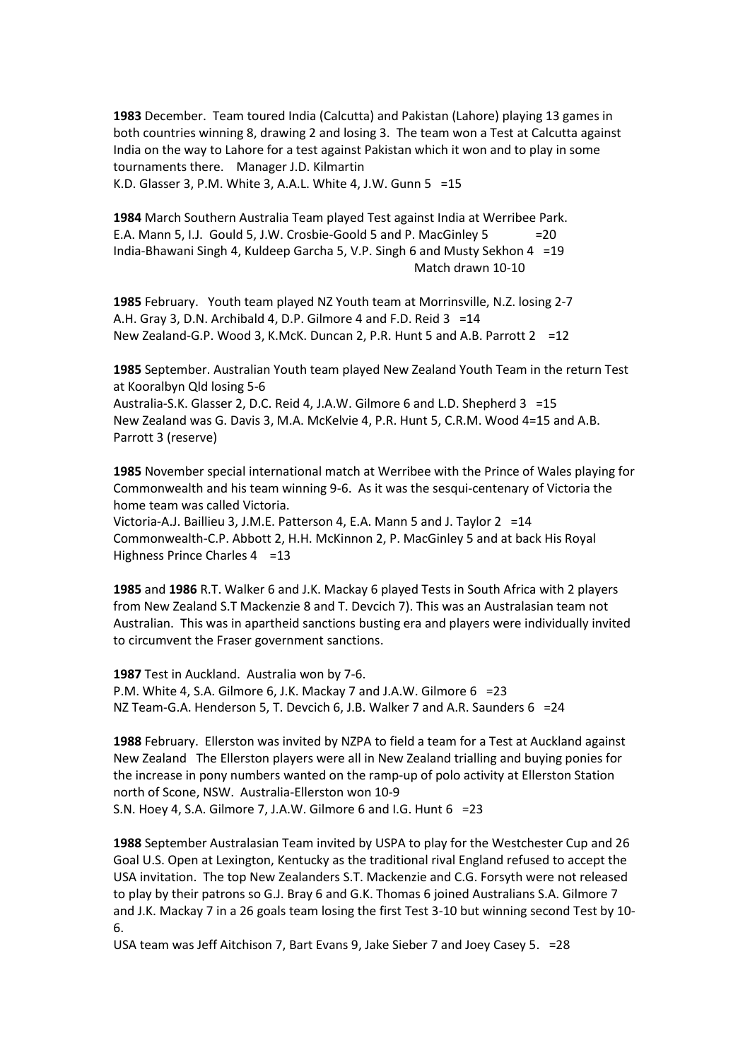**1983** December. Team toured India (Calcutta) and Pakistan (Lahore) playing 13 games in both countries winning 8, drawing 2 and losing 3. The team won a Test at Calcutta against India on the way to Lahore for a test against Pakistan which it won and to play in some tournaments there. Manager J.D. Kilmartin
K.D. Glasser 3, P.M. White 3, A.A.L. White 4, J.W. Gunn 5 =15

**1984** March Southern Australia Team played Test against India at Werribee Park.
E.A. Mann 5, I.J. Gould 5, J.W. Crosbie-Goold 5 and P. MacGinley 5 =20
India-Bhawani Singh 4, Kuldeep Garcha 5, V.P. Singh 6 and Musty Sekhon 4 =19
Match drawn 10-10

**1985** February. Youth team played NZ Youth team at Morrinsville, N.Z. losing 2-7
A.H. Gray 3, D.N. Archibald 4, D.P. Gilmore 4 and F.D. Reid 3 =14
New Zealand-G.P. Wood 3, K.McK. Duncan 2, P.R. Hunt 5 and A.B. Parrott 2 =12

**1985** September. Australian Youth team played New Zealand Youth Team in the return Test at Kooralbyn Qld losing 5-6
Australia-S.K. Glasser 2, D.C. Reid 4, J.A.W. Gilmore 6 and L.D. Shepherd 3 =15
New Zealand was G. Davis 3, M.A. McKelvie 4, P.R. Hunt 5, C.R.M. Wood 4=15 and A.B. Parrott 3 (reserve)

**1985** November special international match at Werribee with the Prince of Wales playing for Commonwealth and his team winning 9-6. As it was the sesqui-centenary of Victoria the home team was called Victoria.
Victoria-A.J. Baillieu 3, J.M.E. Patterson 4, E.A. Mann 5 and J. Taylor 2 =14
Commonwealth-C.P. Abbott 2, H.H. McKinnon 2, P. MacGinley 5 and at back His Royal Highness Prince Charles 4 =13

**1985** and **1986** R.T. Walker 6 and J.K. Mackay 6 played Tests in South Africa with 2 players from New Zealand S.T Mackenzie 8 and T. Devcich 7). This was an Australasian team not Australian. This was in apartheid sanctions busting era and players were individually invited to circumvent the Fraser government sanctions.

**1987** Test in Auckland. Australia won by 7-6.
P.M. White 4, S.A. Gilmore 6, J.K. Mackay 7 and J.A.W. Gilmore 6 =23
NZ Team-G.A. Henderson 5, T. Devcich 6, J.B. Walker 7 and A.R. Saunders 6 =24

**1988** February. Ellerston was invited by NZPA to field a team for a Test at Auckland against New Zealand The Ellerston players were all in New Zealand trialling and buying ponies for the increase in pony numbers wanted on the ramp-up of polo activity at Ellerston Station north of Scone, NSW. Australia-Ellerston won 10-9
S.N. Hoey 4, S.A. Gilmore 7, J.A.W. Gilmore 6 and I.G. Hunt 6 =23

**1988** September Australasian Team invited by USPA to play for the Westchester Cup and 26 Goal U.S. Open at Lexington, Kentucky as the traditional rival England refused to accept the USA invitation. The top New Zealanders S.T. Mackenzie and C.G. Forsyth were not released to play by their patrons so G.J. Bray 6 and G.K. Thomas 6 joined Australians S.A. Gilmore 7 and J.K. Mackay 7 in a 26 goals team losing the first Test 3-10 but winning second Test by 10-6.
USA team was Jeff Aitchison 7, Bart Evans 9, Jake Sieber 7 and Joey Casey 5. =28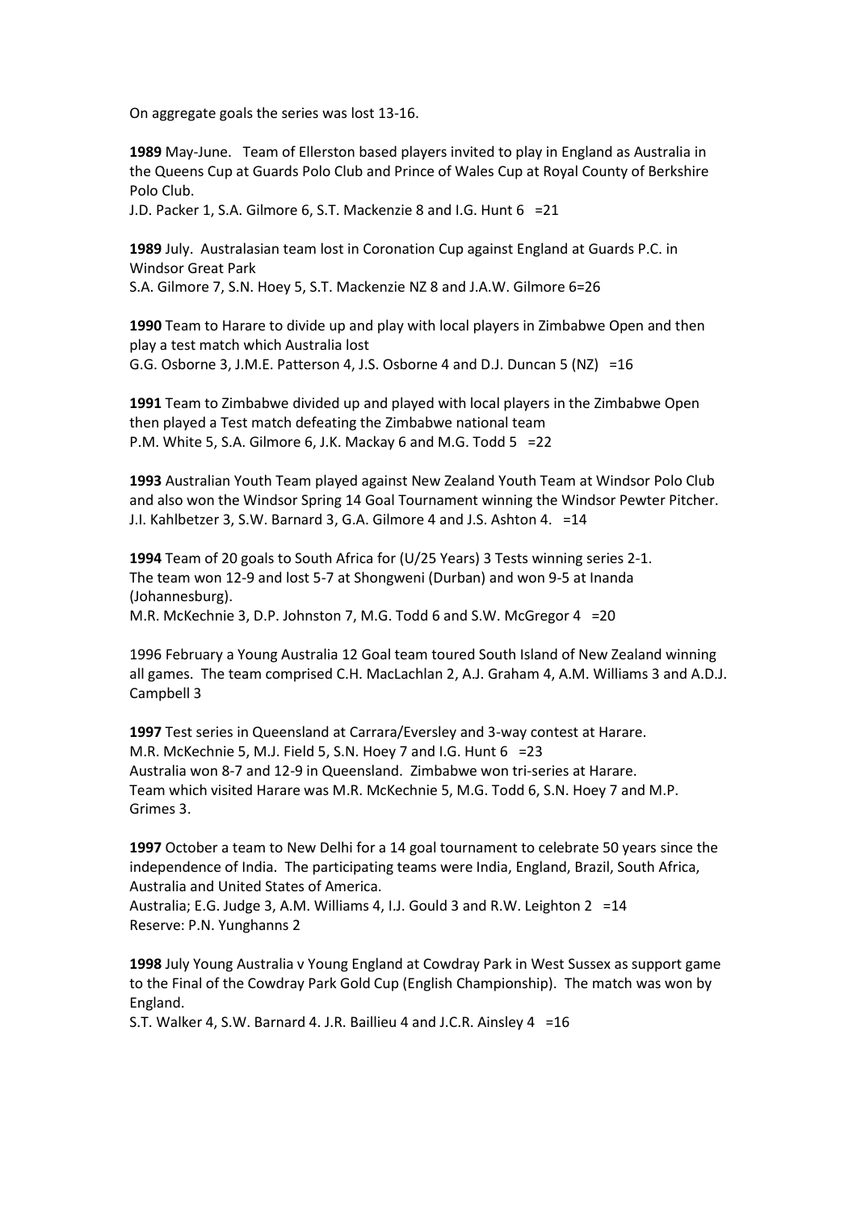On aggregate goals the series was lost 13-16.

**1989** May-June. Team of Ellerston based players invited to play in England as Australia in the Queens Cup at Guards Polo Club and Prince of Wales Cup at Royal County of Berkshire Polo Club.
J.D. Packer 1, S.A. Gilmore 6, S.T. Mackenzie 8 and I.G. Hunt 6 =21

**1989** July. Australasian team lost in Coronation Cup against England at Guards P.C. in Windsor Great Park
S.A. Gilmore 7, S.N. Hoey 5, S.T. Mackenzie NZ 8 and J.A.W. Gilmore 6=26

**1990** Team to Harare to divide up and play with local players in Zimbabwe Open and then play a test match which Australia lost
G.G. Osborne 3, J.M.E. Patterson 4, J.S. Osborne 4 and D.J. Duncan 5 (NZ) =16

**1991** Team to Zimbabwe divided up and played with local players in the Zimbabwe Open then played a Test match defeating the Zimbabwe national team
P.M. White 5, S.A. Gilmore 6, J.K. Mackay 6 and M.G. Todd 5 =22

**1993** Australian Youth Team played against New Zealand Youth Team at Windsor Polo Club and also won the Windsor Spring 14 Goal Tournament winning the Windsor Pewter Pitcher.
J.I. Kahlbetzer 3, S.W. Barnard 3, G.A. Gilmore 4 and J.S. Ashton 4. =14

**1994** Team of 20 goals to South Africa for (U/25 Years) 3 Tests winning series 2-1.
The team won 12-9 and lost 5-7 at Shongweni (Durban) and won 9-5 at Inanda (Johannesburg).
M.R. McKechnie 3, D.P. Johnston 7, M.G. Todd 6 and S.W. McGregor 4 =20

1996 February a Young Australia 12 Goal team toured South Island of New Zealand winning all games. The team comprised C.H. MacLachlan 2, A.J. Graham 4, A.M. Williams 3 and A.D.J. Campbell 3

**1997** Test series in Queensland at Carrara/Eversley and 3-way contest at Harare.
M.R. McKechnie 5, M.J. Field 5, S.N. Hoey 7 and I.G. Hunt 6 =23
Australia won 8-7 and 12-9 in Queensland. Zimbabwe won tri-series at Harare.
Team which visited Harare was M.R. McKechnie 5, M.G. Todd 6, S.N. Hoey 7 and M.P. Grimes 3.

**1997** October a team to New Delhi for a 14 goal tournament to celebrate 50 years since the independence of India. The participating teams were India, England, Brazil, South Africa, Australia and United States of America.
Australia; E.G. Judge 3, A.M. Williams 4, I.J. Gould 3 and R.W. Leighton 2 =14
Reserve: P.N. Yunghanns 2

**1998** July Young Australia v Young England at Cowdray Park in West Sussex as support game to the Final of the Cowdray Park Gold Cup (English Championship). The match was won by England.
S.T. Walker 4, S.W. Barnard 4. J.R. Baillieu 4 and J.C.R. Ainsley 4 =16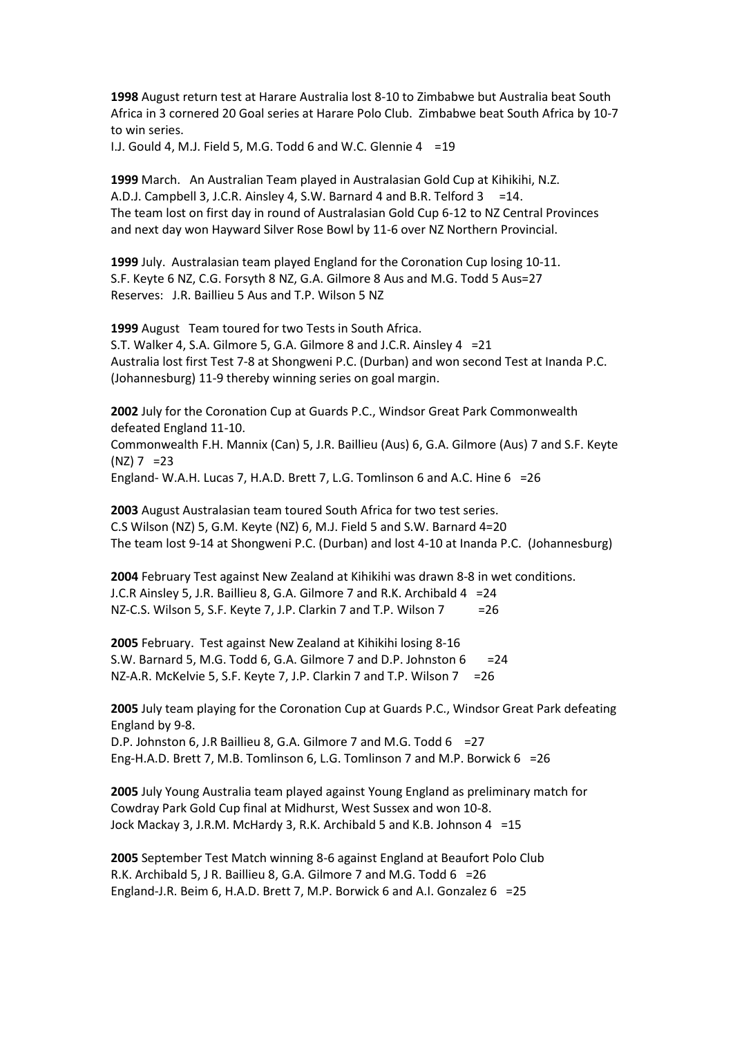**1998** August return test at Harare Australia lost 8-10 to Zimbabwe but Australia beat South Africa in 3 cornered 20 Goal series at Harare Polo Club. Zimbabwe beat South Africa by 10-7 to win series.
I.J. Gould 4, M.J. Field 5, M.G. Todd 6 and W.C. Glennie 4 =19

**1999** March. An Australian Team played in Australasian Gold Cup at Kihikihi, N.Z.
A.D.J. Campbell 3, J.C.R. Ainsley 4, S.W. Barnard 4 and B.R. Telford 3 =14.
The team lost on first day in round of Australasian Gold Cup 6-12 to NZ Central Provinces and next day won Hayward Silver Rose Bowl by 11-6 over NZ Northern Provincial.

**1999** July. Australasian team played England for the Coronation Cup losing 10-11.
S.F. Keyte 6 NZ, C.G. Forsyth 8 NZ, G.A. Gilmore 8 Aus and M.G. Todd 5 Aus=27
Reserves: J.R. Baillieu 5 Aus and T.P. Wilson 5 NZ

**1999** August Team toured for two Tests in South Africa.
S.T. Walker 4, S.A. Gilmore 5, G.A. Gilmore 8 and J.C.R. Ainsley 4 =21
Australia lost first Test 7-8 at Shongweni P.C. (Durban) and won second Test at Inanda P.C. (Johannesburg) 11-9 thereby winning series on goal margin.

**2002** July for the Coronation Cup at Guards P.C., Windsor Great Park Commonwealth defeated England 11-10.
Commonwealth F.H. Mannix (Can) 5, J.R. Baillieu (Aus) 6, G.A. Gilmore (Aus) 7 and S.F. Keyte (NZ) 7 =23
England- W.A.H. Lucas 7, H.A.D. Brett 7, L.G. Tomlinson 6 and A.C. Hine 6 =26

**2003** August Australasian team toured South Africa for two test series.
C.S Wilson (NZ) 5, G.M. Keyte (NZ) 6, M.J. Field 5 and S.W. Barnard 4=20
The team lost 9-14 at Shongweni P.C. (Durban) and lost 4-10 at Inanda P.C. (Johannesburg)

**2004** February Test against New Zealand at Kihikihi was drawn 8-8 in wet conditions.
J.C.R Ainsley 5, J.R. Baillieu 8, G.A. Gilmore 7 and R.K. Archibald 4 =24
NZ-C.S. Wilson 5, S.F. Keyte 7, J.P. Clarkin 7 and T.P. Wilson 7 =26

**2005** February. Test against New Zealand at Kihikihi losing 8-16
S.W. Barnard 5, M.G. Todd 6, G.A. Gilmore 7 and D.P. Johnston 6 =24
NZ-A.R. McKelvie 5, S.F. Keyte 7, J.P. Clarkin 7 and T.P. Wilson 7 =26

**2005** July team playing for the Coronation Cup at Guards P.C., Windsor Great Park defeating England by 9-8.
D.P. Johnston 6, J.R Baillieu 8, G.A. Gilmore 7 and M.G. Todd 6 =27
Eng-H.A.D. Brett 7, M.B. Tomlinson 6, L.G. Tomlinson 7 and M.P. Borwick 6 =26

**2005** July Young Australia team played against Young England as preliminary match for Cowdray Park Gold Cup final at Midhurst, West Sussex and won 10-8.
Jock Mackay 3, J.R.M. McHardy 3, R.K. Archibald 5 and K.B. Johnson 4 =15

**2005** September Test Match winning 8-6 against England at Beaufort Polo Club
R.K. Archibald 5, J R. Baillieu 8, G.A. Gilmore 7 and M.G. Todd 6 =26
England-J.R. Beim 6, H.A.D. Brett 7, M.P. Borwick 6 and A.I. Gonzalez 6 =25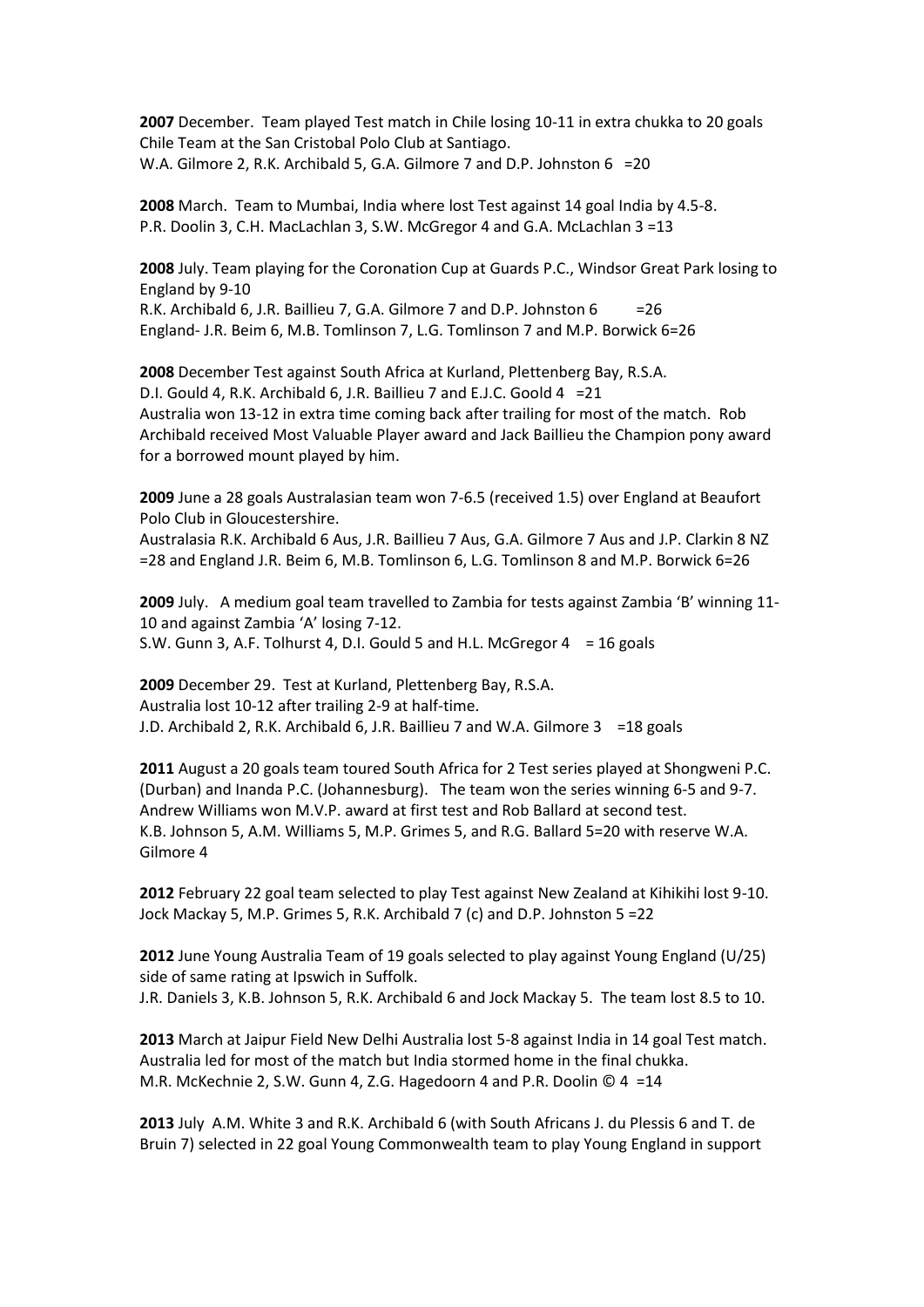**2007** December. Team played Test match in Chile losing 10-11 in extra chukka to 20 goals Chile Team at the San Cristobal Polo Club at Santiago.
W.A. Gilmore 2, R.K. Archibald 5, G.A. Gilmore 7 and D.P. Johnston 6 =20

**2008** March. Team to Mumbai, India where lost Test against 14 goal India by 4.5-8.
P.R. Doolin 3, C.H. MacLachlan 3, S.W. McGregor 4 and G.A. McLachlan 3 =13

**2008** July. Team playing for the Coronation Cup at Guards P.C., Windsor Great Park losing to England by 9-10
R.K. Archibald 6, J.R. Baillieu 7, G.A. Gilmore 7 and D.P. Johnston 6 =26
England- J.R. Beim 6, M.B. Tomlinson 7, L.G. Tomlinson 7 and M.P. Borwick 6=26

**2008** December Test against South Africa at Kurland, Plettenberg Bay, R.S.A.
D.I. Gould 4, R.K. Archibald 6, J.R. Baillieu 7 and E.J.C. Goold 4 =21
Australia won 13-12 in extra time coming back after trailing for most of the match. Rob Archibald received Most Valuable Player award and Jack Baillieu the Champion pony award for a borrowed mount played by him.

**2009** June a 28 goals Australasian team won 7-6.5 (received 1.5) over England at Beaufort Polo Club in Gloucestershire.
Australasia R.K. Archibald 6 Aus, J.R. Baillieu 7 Aus, G.A. Gilmore 7 Aus and J.P. Clarkin 8 NZ =28 and England J.R. Beim 6, M.B. Tomlinson 6, L.G. Tomlinson 8 and M.P. Borwick 6=26

**2009** July. A medium goal team travelled to Zambia for tests against Zambia 'B' winning 11-10 and against Zambia 'A' losing 7-12.
S.W. Gunn 3, A.F. Tolhurst 4, D.I. Gould 5 and H.L. McGregor 4 = 16 goals

**2009** December 29. Test at Kurland, Plettenberg Bay, R.S.A.
Australia lost 10-12 after trailing 2-9 at half-time.
J.D. Archibald 2, R.K. Archibald 6, J.R. Baillieu 7 and W.A. Gilmore 3 =18 goals

**2011** August a 20 goals team toured South Africa for 2 Test series played at Shongweni P.C. (Durban) and Inanda P.C. (Johannesburg). The team won the series winning 6-5 and 9-7. Andrew Williams won M.V.P. award at first test and Rob Ballard at second test.
K.B. Johnson 5, A.M. Williams 5, M.P. Grimes 5, and R.G. Ballard 5=20 with reserve W.A. Gilmore 4

**2012** February 22 goal team selected to play Test against New Zealand at Kihikihi lost 9-10.
Jock Mackay 5, M.P. Grimes 5, R.K. Archibald 7 (c) and D.P. Johnston 5 =22

**2012** June Young Australia Team of 19 goals selected to play against Young England (U/25) side of same rating at Ipswich in Suffolk.
J.R. Daniels 3, K.B. Johnson 5, R.K. Archibald 6 and Jock Mackay 5. The team lost 8.5 to 10.

**2013** March at Jaipur Field New Delhi Australia lost 5-8 against India in 14 goal Test match. Australia led for most of the match but India stormed home in the final chukka.
M.R. McKechnie 2, S.W. Gunn 4, Z.G. Hagedoorn 4 and P.R. Doolin © 4 =14

**2013** July A.M. White 3 and R.K. Archibald 6 (with South Africans J. du Plessis 6 and T. de Bruin 7) selected in 22 goal Young Commonwealth team to play Young England in support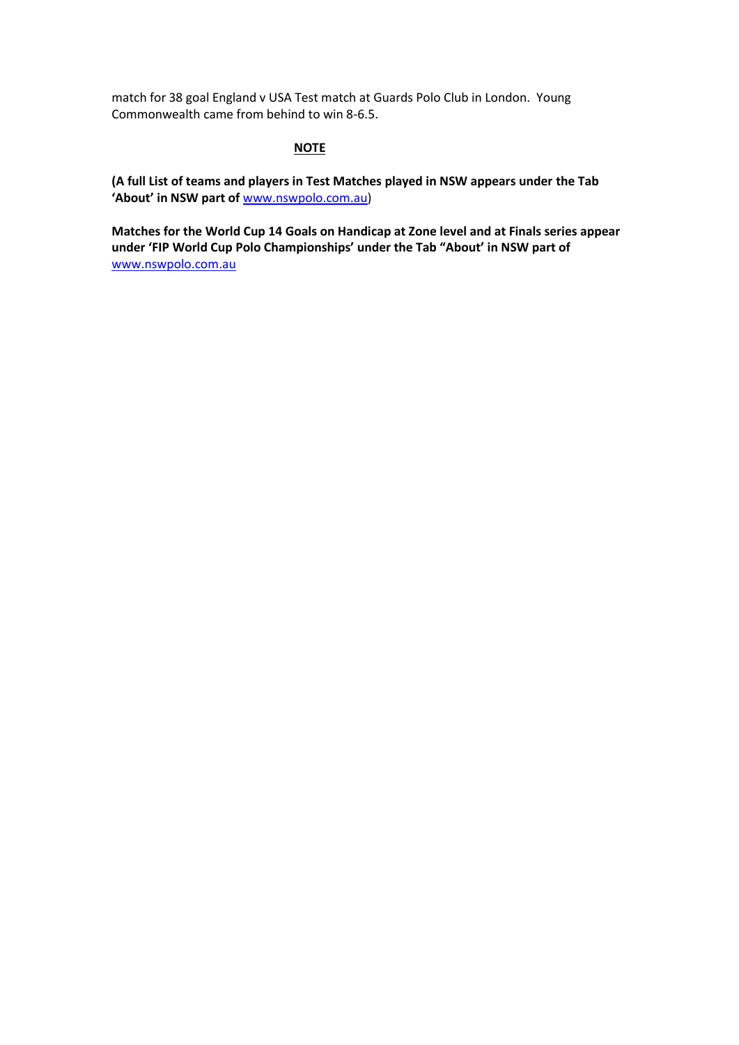match for 38 goal England v USA Test match at Guards Polo Club in London. Young Commonwealth came from behind to win 8-6.5.

**NOTE**

**(A full List of teams and players in Test Matches played in NSW appears under the Tab 'About' in NSW part of** [www.nswpolo.com.au](http://www.nswpolo.com.au))

**Matches for the World Cup 14 Goals on Handicap at Zone level and at Finals series appear under 'FIP World Cup Polo Championships' under the Tab "About' in NSW part of** [www.nswpolo.com.au](http://www.nswpolo.com.au)